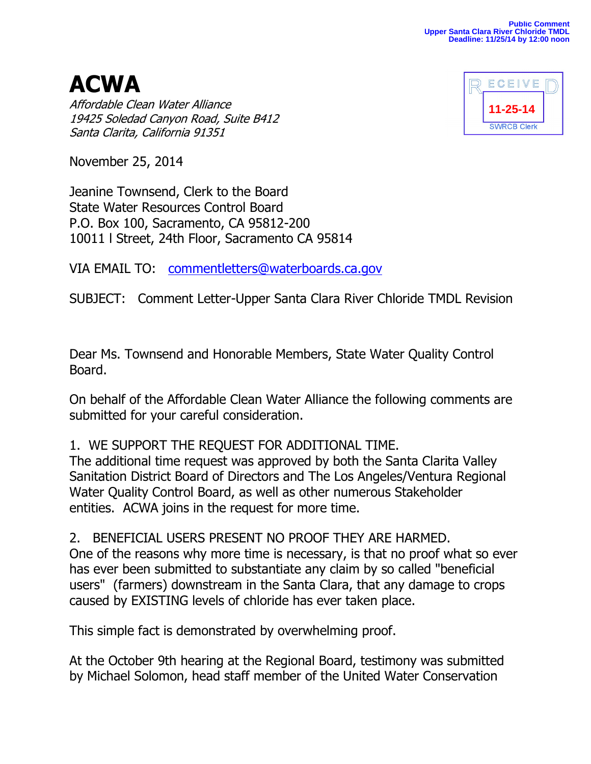Public Comment
Upper Santa Clara River Chloride TMDL
Deadline: 11/25/14 by 12:00 noon

# ACWA

*Affordable Clean Water Alliance*
*19425 Soledad Canyon Road, Suite B412*
*Santa Clarita, California 91351*

RECEIVED
11-25-14
SWRCB Clerk

November 25, 2014

Jeanine Townsend, Clerk to the Board
State Water Resources Control Board
P.O. Box 100, Sacramento, CA 95812-200
10011 I Street, 24th Floor, Sacramento CA 95814

VIA EMAIL TO: commentletters@waterboards.ca.gov

SUBJECT: Comment Letter-Upper Santa Clara River Chloride TMDL Revision

Dear Ms. Townsend and Honorable Members, State Water Quality Control Board.

On behalf of the Affordable Clean Water Alliance the following comments are submitted for your careful consideration.

1. WE SUPPORT THE REQUEST FOR ADDITIONAL TIME.
The additional time request was approved by both the Santa Clarita Valley Sanitation District Board of Directors and The Los Angeles/Ventura Regional Water Quality Control Board, as well as other numerous Stakeholder entities. ACWA joins in the request for more time.

2. BENEFICIAL USERS PRESENT NO PROOF THEY ARE HARMED.
One of the reasons why more time is necessary, is that no proof what so ever has ever been submitted to substantiate any claim by so called "beneficial users" (farmers) downstream in the Santa Clara, that any damage to crops caused by EXISTING levels of chloride has ever taken place.

This simple fact is demonstrated by overwhelming proof.

At the October 9th hearing at the Regional Board, testimony was submitted by Michael Solomon, head staff member of the United Water Conservation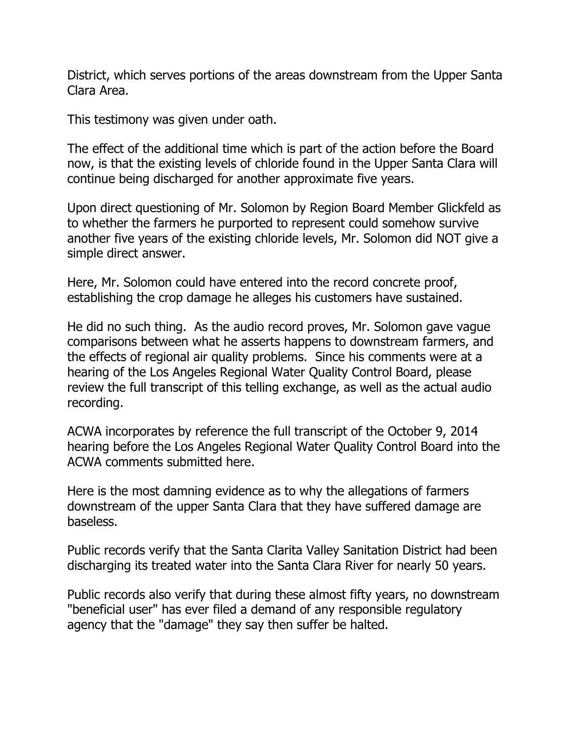District, which serves portions of the areas downstream from the Upper Santa Clara Area.

This testimony was given under oath.

The effect of the additional time which is part of the action before the Board now, is that the existing levels of chloride found in the Upper Santa Clara will continue being discharged for another approximate five years.

Upon direct questioning of Mr. Solomon by Region Board Member Glickfeld as to whether the farmers he purported to represent could somehow survive another five years of the existing chloride levels, Mr. Solomon did NOT give a simple direct answer.

Here, Mr. Solomon could have entered into the record concrete proof, establishing the crop damage he alleges his customers have sustained.

He did no such thing. As the audio record proves, Mr. Solomon gave vague comparisons between what he asserts happens to downstream farmers, and the effects of regional air quality problems. Since his comments were at a hearing of the Los Angeles Regional Water Quality Control Board, please review the full transcript of this telling exchange, as well as the actual audio recording.

ACWA incorporates by reference the full transcript of the October 9, 2014 hearing before the Los Angeles Regional Water Quality Control Board into the ACWA comments submitted here.

Here is the most damning evidence as to why the allegations of farmers downstream of the upper Santa Clara that they have suffered damage are baseless.

Public records verify that the Santa Clarita Valley Sanitation District had been discharging its treated water into the Santa Clara River for nearly 50 years.

Public records also verify that during these almost fifty years, no downstream "beneficial user" has ever filed a demand of any responsible regulatory agency that the "damage" they say then suffer be halted.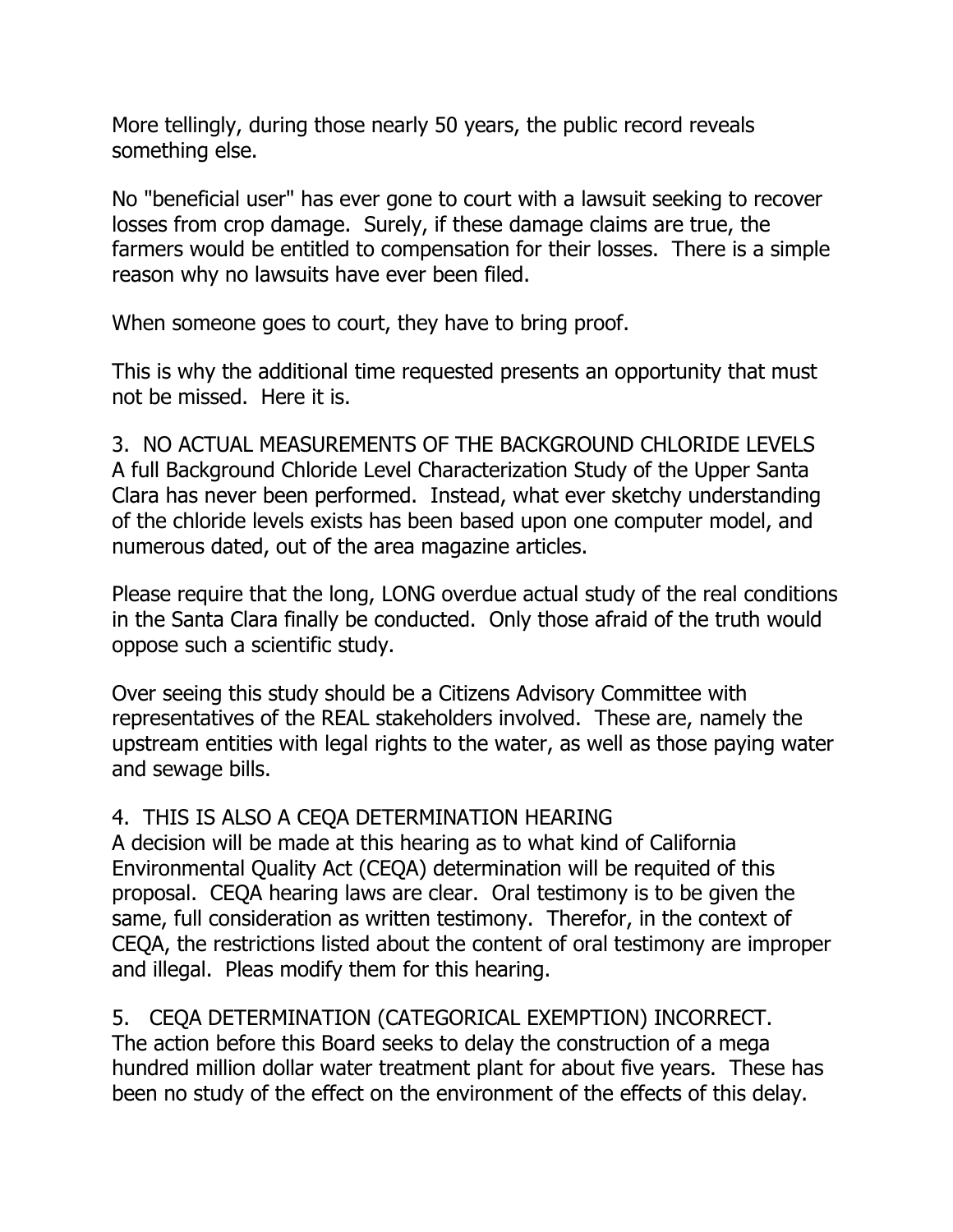More tellingly, during those nearly 50 years, the public record reveals something else.

No "beneficial user" has ever gone to court with a lawsuit seeking to recover losses from crop damage. Surely, if these damage claims are true, the farmers would be entitled to compensation for their losses. There is a simple reason why no lawsuits have ever been filed.

When someone goes to court, they have to bring proof.

This is why the additional time requested presents an opportunity that must not be missed. Here it is.

3. NO ACTUAL MEASUREMENTS OF THE BACKGROUND CHLORIDE LEVELS
A full Background Chloride Level Characterization Study of the Upper Santa Clara has never been performed. Instead, what ever sketchy understanding of the chloride levels exists has been based upon one computer model, and numerous dated, out of the area magazine articles.

Please require that the long, LONG overdue actual study of the real conditions in the Santa Clara finally be conducted. Only those afraid of the truth would oppose such a scientific study.

Over seeing this study should be a Citizens Advisory Committee with representatives of the REAL stakeholders involved. These are, namely the upstream entities with legal rights to the water, as well as those paying water and sewage bills.

4. THIS IS ALSO A CEQA DETERMINATION HEARING
A decision will be made at this hearing as to what kind of California Environmental Quality Act (CEQA) determination will be requited of this proposal. CEQA hearing laws are clear. Oral testimony is to be given the same, full consideration as written testimony. Therefor, in the context of CEQA, the restrictions listed about the content of oral testimony are improper and illegal. Pleas modify them for this hearing.

5. CEQA DETERMINATION (CATEGORICAL EXEMPTION) INCORRECT.
The action before this Board seeks to delay the construction of a mega hundred million dollar water treatment plant for about five years. These has been no study of the effect on the environment of the effects of this delay.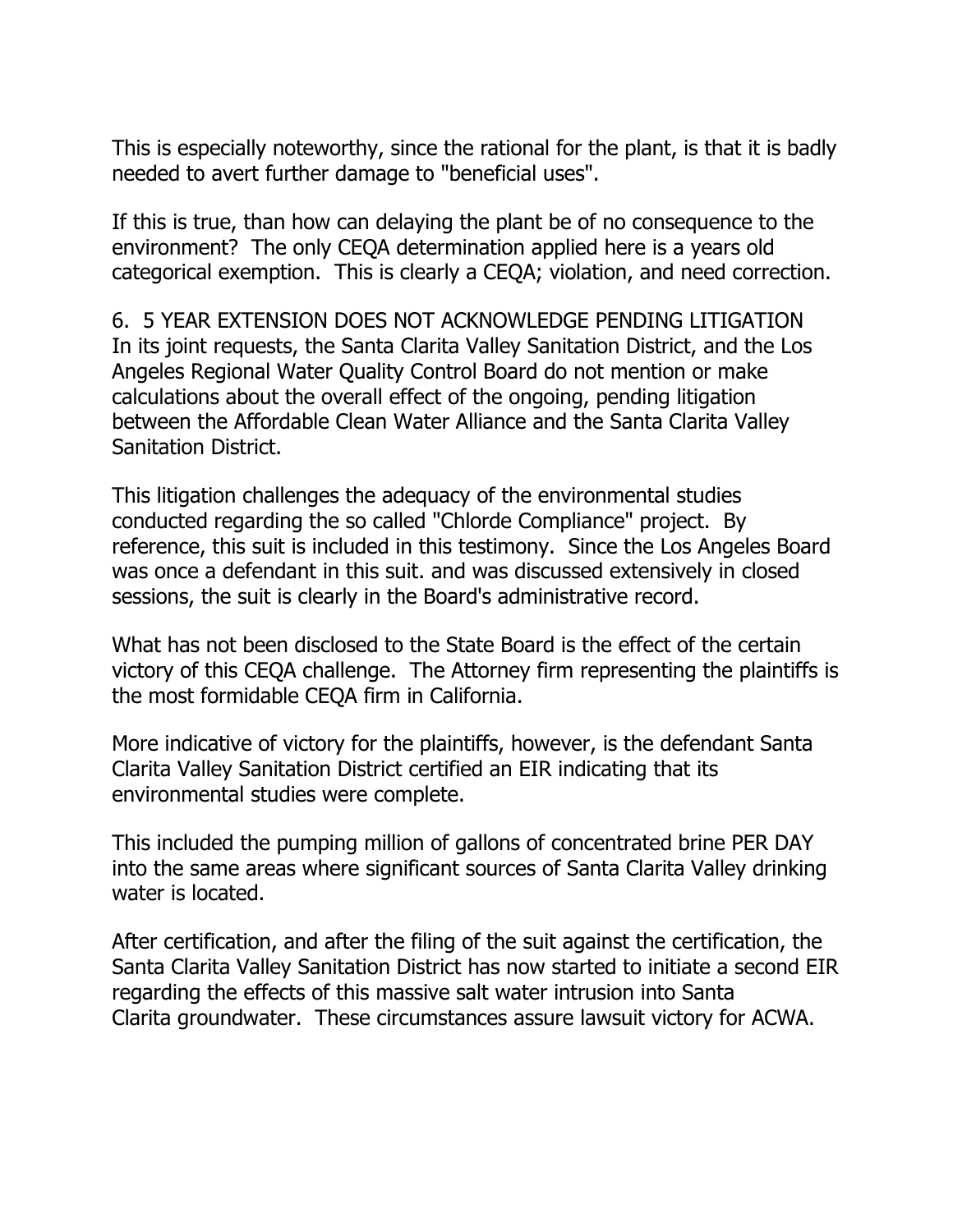This is especially noteworthy, since the rational for the plant, is that it is badly needed to avert further damage to "beneficial uses".

If this is true, than how can delaying the plant be of no consequence to the environment? The only CEQA determination applied here is a years old categorical exemption. This is clearly a CEQA; violation, and need correction.

6. 5 YEAR EXTENSION DOES NOT ACKNOWLEDGE PENDING LITIGATION
In its joint requests, the Santa Clarita Valley Sanitation District, and the Los Angeles Regional Water Quality Control Board do not mention or make calculations about the overall effect of the ongoing, pending litigation between the Affordable Clean Water Alliance and the Santa Clarita Valley Sanitation District.

This litigation challenges the adequacy of the environmental studies conducted regarding the so called "Chlorde Compliance" project. By reference, this suit is included in this testimony. Since the Los Angeles Board was once a defendant in this suit. and was discussed extensively in closed sessions, the suit is clearly in the Board's administrative record.

What has not been disclosed to the State Board is the effect of the certain victory of this CEQA challenge. The Attorney firm representing the plaintiffs is the most formidable CEQA firm in California.

More indicative of victory for the plaintiffs, however, is the defendant Santa Clarita Valley Sanitation District certified an EIR indicating that its environmental studies were complete.

This included the pumping million of gallons of concentrated brine PER DAY into the same areas where significant sources of Santa Clarita Valley drinking water is located.

After certification, and after the filing of the suit against the certification, the Santa Clarita Valley Sanitation District has now started to initiate a second EIR regarding the effects of this massive salt water intrusion into Santa Clarita groundwater. These circumstances assure lawsuit victory for ACWA.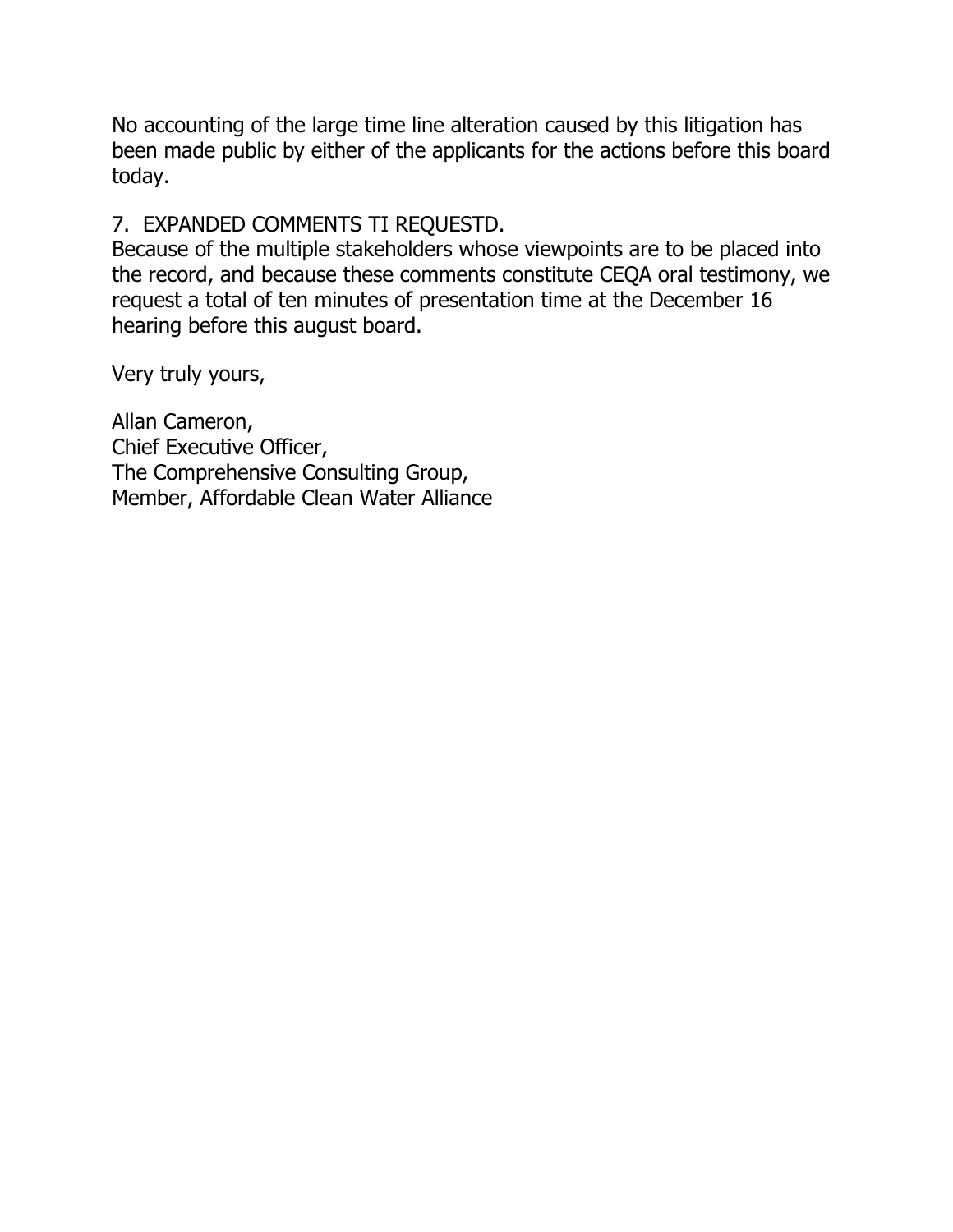No accounting of the large time line alteration caused by this litigation has been made public by either of the applicants for the actions before this board today.

7. EXPANDED COMMENTS TI REQUESTD.

Because of the multiple stakeholders whose viewpoints are to be placed into the record, and because these comments constitute CEQA oral testimony, we request a total of ten minutes of presentation time at the December 16 hearing before this august board.

Very truly yours,

Allan Cameron,  
Chief Executive Officer,  
The Comprehensive Consulting Group,  
Member, Affordable Clean Water Alliance